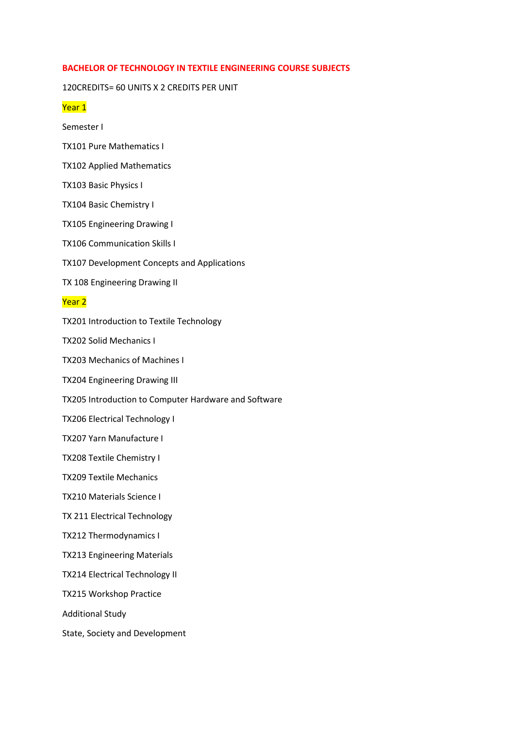# BACHELOR OF TECHNOLOGY IN TEXTILE ENGINEERING COURSE SUBJECTS

120CREDITS= 60 UNITS X 2 CREDITS PER UNIT

## Year 1

Semester I

TX101 Pure Mathematics I

TX102 Applied Mathematics

TX103 Basic Physics I

TX104 Basic Chemistry I

TX105 Engineering Drawing I

TX106 Communication Skills I

TX107 Development Concepts and Applications

TX 108 Engineering Drawing II

## Year 2

TX201 Introduction to Textile Technology

TX202 Solid Mechanics I

TX203 Mechanics of Machines I

TX204 Engineering Drawing III

TX205 Introduction to Computer Hardware and Software

TX206 Electrical Technology I

TX207 Yarn Manufacture I

TX208 Textile Chemistry I

TX209 Textile Mechanics

TX210 Materials Science I

TX 211 Electrical Technology

TX212 Thermodynamics I

TX213 Engineering Materials

TX214 Electrical Technology II

TX215 Workshop Practice

Additional Study

State, Society and Development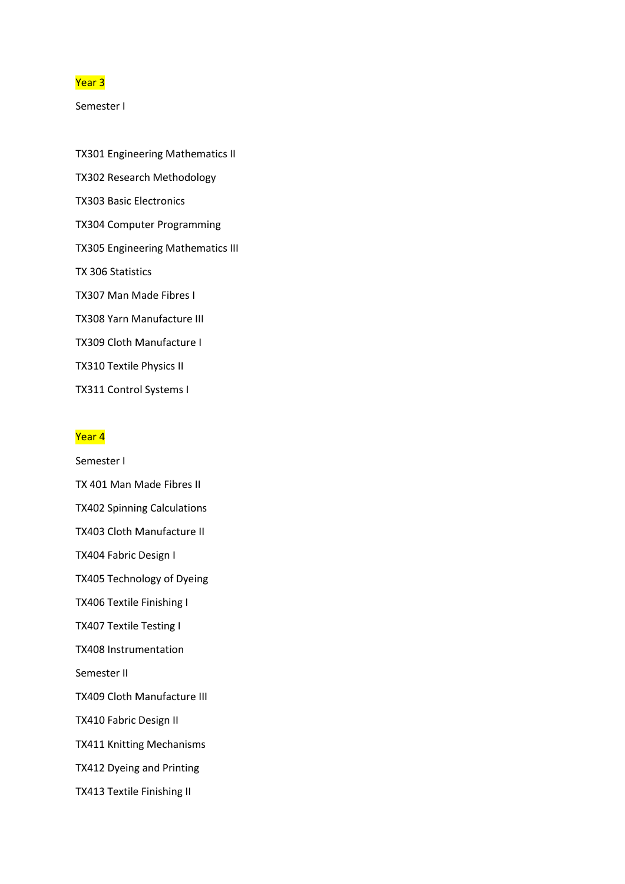## Year 3

Semester I

TX301 Engineering Mathematics II

TX302 Research Methodology

TX303 Basic Electronics

TX304 Computer Programming

TX305 Engineering Mathematics III

TX 306 Statistics

TX307 Man Made Fibres I

TX308 Yarn Manufacture III

TX309 Cloth Manufacture I

TX310 Textile Physics II

TX311 Control Systems I

## Year 4

Semester I

TX 401 Man Made Fibres II

TX402 Spinning Calculations

TX403 Cloth Manufacture II

TX404 Fabric Design I

TX405 Technology of Dyeing

TX406 Textile Finishing I

TX407 Textile Testing I

TX408 Instrumentation

Semester II

TX409 Cloth Manufacture III

TX410 Fabric Design II

TX411 Knitting Mechanisms

TX412 Dyeing and Printing

TX413 Textile Finishing II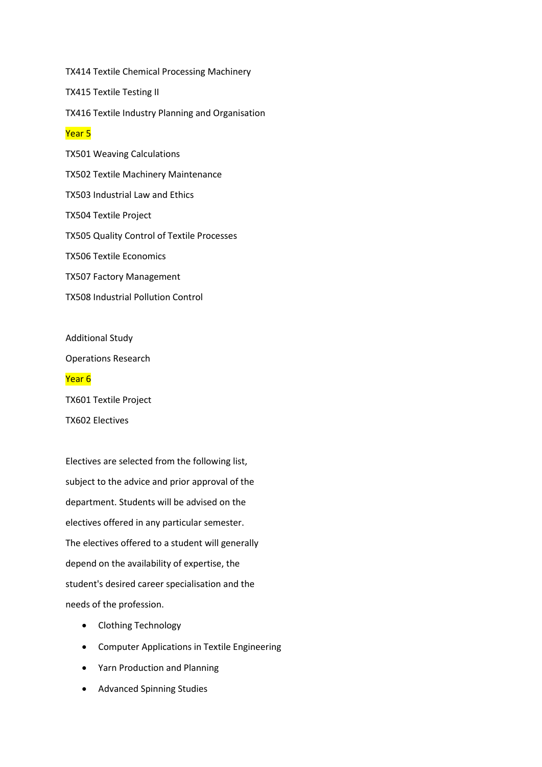TX414 Textile Chemical Processing Machinery

TX415 Textile Testing II

TX416 Textile Industry Planning and Organisation

## Year 5

TX501 Weaving Calculations

TX502 Textile Machinery Maintenance

TX503 Industrial Law and Ethics

TX504 Textile Project

TX505 Quality Control of Textile Processes

TX506 Textile Economics

TX507 Factory Management

TX508 Industrial Pollution Control

Additional Study

Operations Research

## Year 6

TX601 Textile Project

TX602 Electives

Electives are selected from the following list, subject to the advice and prior approval of the department. Students will be advised on the electives offered in any particular semester. The electives offered to a student will generally depend on the availability of expertise, the student's desired career specialisation and the needs of the profession.

- Clothing Technology
- Computer Applications in Textile Engineering
- Yarn Production and Planning
- Advanced Spinning Studies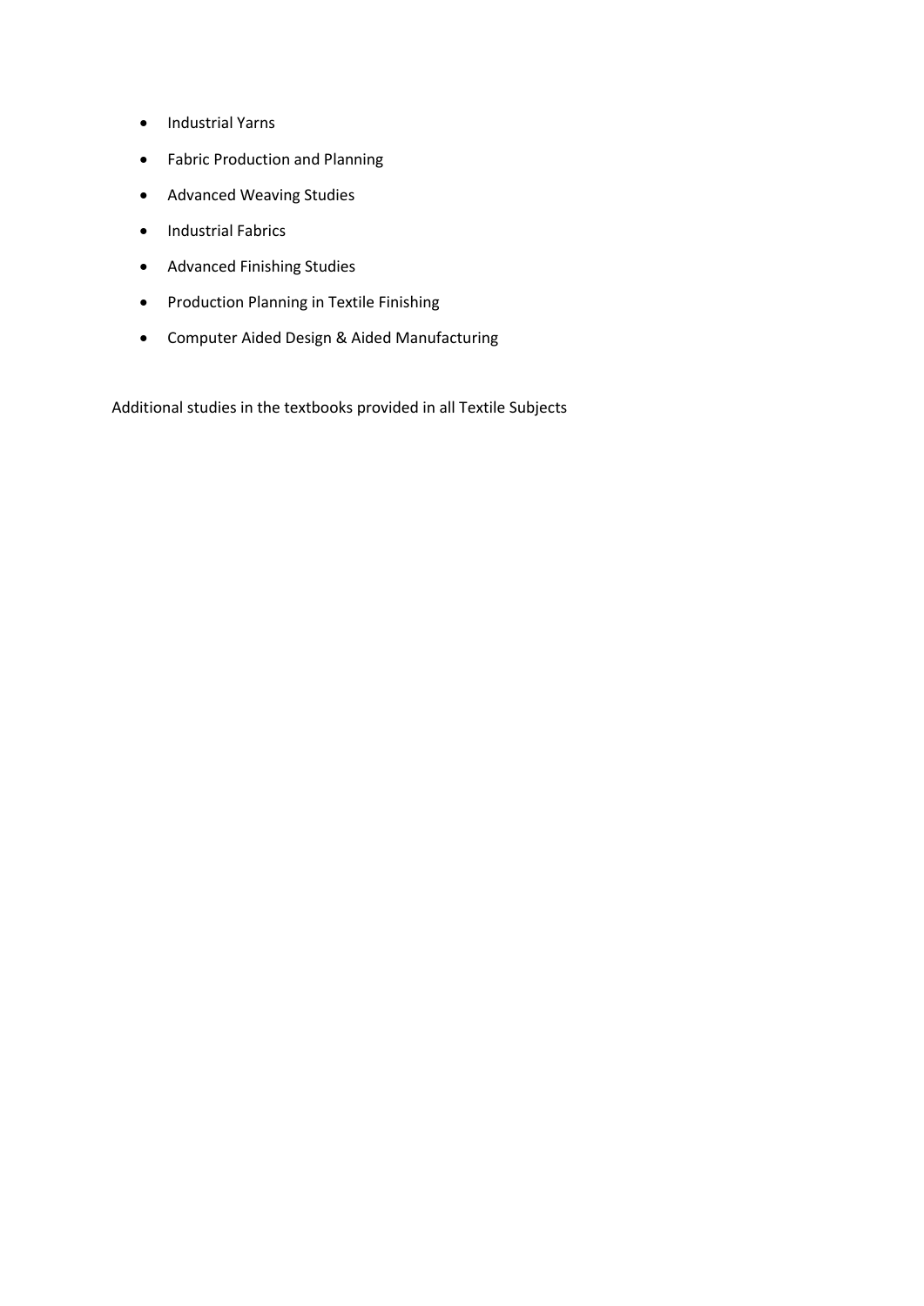- Industrial Yarns
- Fabric Production and Planning
- Advanced Weaving Studies
- Industrial Fabrics
- Advanced Finishing Studies
- Production Planning in Textile Finishing
- Computer Aided Design & Aided Manufacturing

Additional studies in the textbooks provided in all Textile Subjects